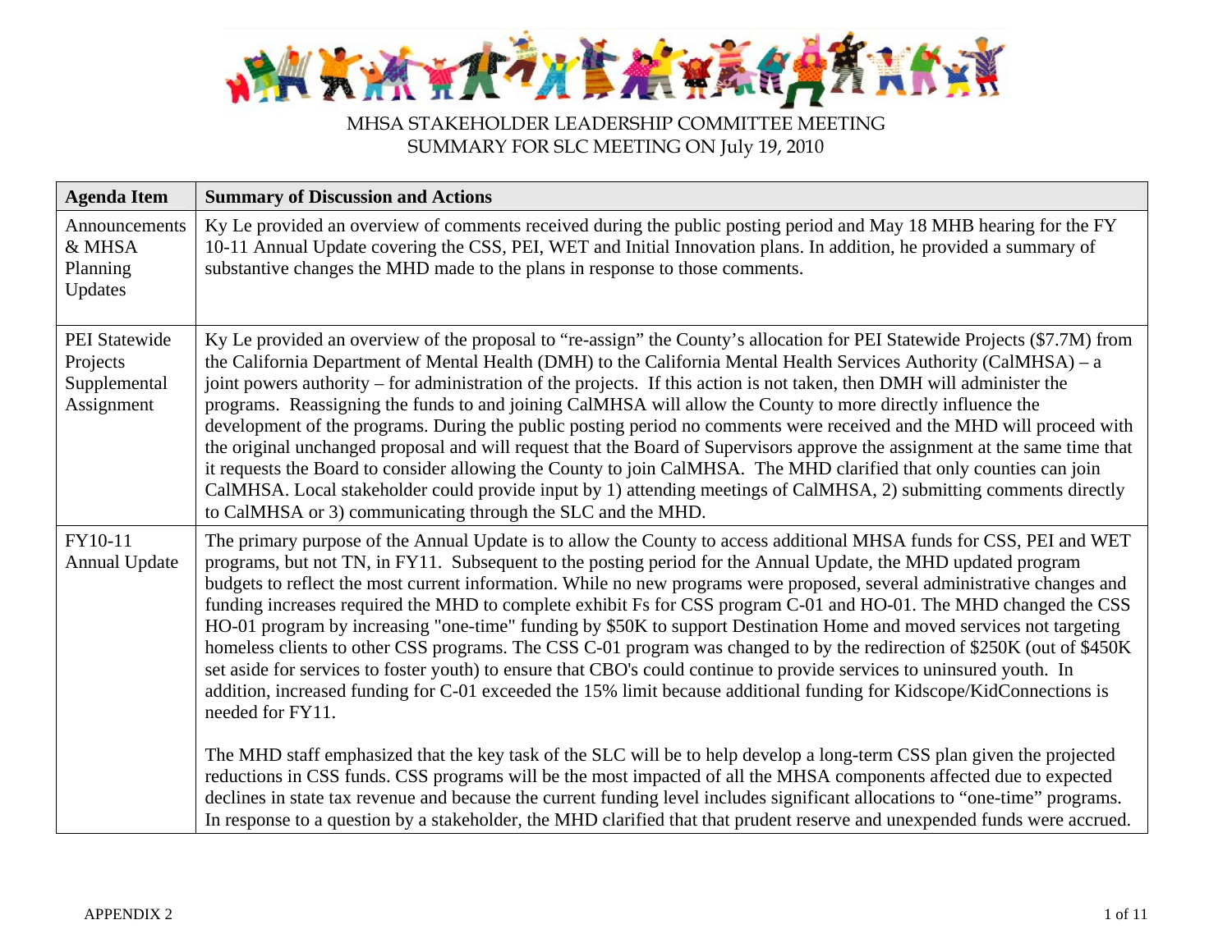MHSA STAKEHOLDER LEADERSHIP COMMITTEE MEETING
SUMMARY FOR SLC MEETING ON July 19, 2010

| Agenda Item | Summary of Discussion and Actions |
| --- | --- |
| Announcements & MHSA Planning Updates | Ky Le provided an overview of comments received during the public posting period and May 18 MHB hearing for the FY 10-11 Annual Update covering the CSS, PEI, WET and Initial Innovation plans. In addition, he provided a summary of substantive changes the MHD made to the plans in response to those comments. |
| PEI Statewide Projects Supplemental Assignment | Ky Le provided an overview of the proposal to "re-assign" the County's allocation for PEI Statewide Projects ($7.7M) from the California Department of Mental Health (DMH) to the California Mental Health Services Authority (CalMHSA) – a joint powers authority – for administration of the projects. If this action is not taken, then DMH will administer the programs. Reassigning the funds to and joining CalMHSA will allow the County to more directly influence the development of the programs. During the public posting period no comments were received and the MHD will proceed with the original unchanged proposal and will request that the Board of Supervisors approve the assignment at the same time that it requests the Board to consider allowing the County to join CalMHSA. The MHD clarified that only counties can join CalMHSA. Local stakeholder could provide input by 1) attending meetings of CalMHSA, 2) submitting comments directly to CalMHSA or 3) communicating through the SLC and the MHD. |
| FY10-11 Annual Update | The primary purpose of the Annual Update is to allow the County to access additional MHSA funds for CSS, PEI and WET programs, but not TN, in FY11. Subsequent to the posting period for the Annual Update, the MHD updated program budgets to reflect the most current information. While no new programs were proposed, several administrative changes and funding increases required the MHD to complete exhibit Fs for CSS program C-01 and HO-01. The MHD changed the CSS HO-01 program by increasing "one-time" funding by $50K to support Destination Home and moved services not targeting homeless clients to other CSS programs. The CSS C-01 program was changed to by the redirection of $250K (out of $450K set aside for services to foster youth) to ensure that CBO's could continue to provide services to uninsured youth. In addition, increased funding for C-01 exceeded the 15% limit because additional funding for Kidscope/KidConnections is needed for FY11.<br><br>The MHD staff emphasized that the key task of the SLC will be to help develop a long-term CSS plan given the projected reductions in CSS funds. CSS programs will be the most impacted of all the MHSA components affected due to expected declines in state tax revenue and because the current funding level includes significant allocations to "one-time" programs. In response to a question by a stakeholder, the MHD clarified that that prudent reserve and unexpended funds were accrued. |

APPENDIX 2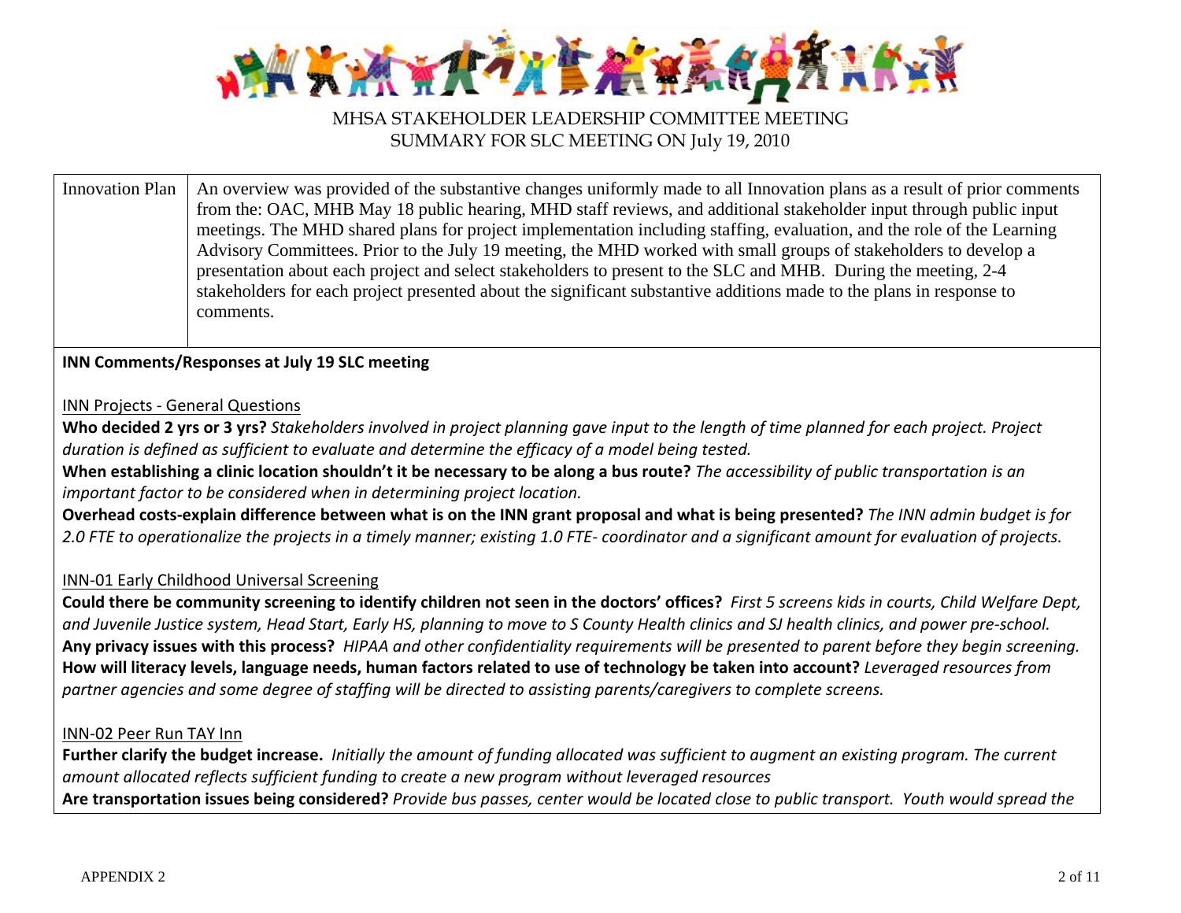MHSA STAKEHOLDER LEADERSHIP COMMITTEE MEETING
SUMMARY FOR SLC MEETING ON July 19, 2010

| Innovation Plan | An overview was provided of the substantive changes uniformly made to all Innovation plans as a result of prior comments from the: OAC, MHB May 18 public hearing, MHD staff reviews, and additional stakeholder input through public input meetings. The MHD shared plans for project implementation including staffing, evaluation, and the role of the Learning Advisory Committees. Prior to the July 19 meeting, the MHD worked with small groups of stakeholders to develop a presentation about each project and select stakeholders to present to the SLC and MHB. During the meeting, 2-4 stakeholders for each project presented about the significant substantive additions made to the plans in response to comments. |
|---|---|

**INN Comments/Responses at July 19 SLC meeting**

INN Projects - General Questions

**Who decided 2 yrs or 3 yrs?** *Stakeholders involved in project planning gave input to the length of time planned for each project. Project duration is defined as sufficient to evaluate and determine the efficacy of a model being tested.*

**When establishing a clinic location shouldn't it be necessary to be along a bus route?** *The accessibility of public transportation is an important factor to be considered when in determining project location.*

**Overhead costs-explain difference between what is on the INN grant proposal and what is being presented?** *The INN admin budget is for 2.0 FTE to operationalize the projects in a timely manner; existing 1.0 FTE- coordinator and a significant amount for evaluation of projects.*

INN-01 Early Childhood Universal Screening

**Could there be community screening to identify children not seen in the doctors' offices?** *First 5 screens kids in courts, Child Welfare Dept, and Juvenile Justice system, Head Start, Early HS, planning to move to S County Health clinics and SJ health clinics, and power pre-school.*

**Any privacy issues with this process?** *HIPAA and other confidentiality requirements will be presented to parent before they begin screening.*

**How will literacy levels, language needs, human factors related to use of technology be taken into account?** *Leveraged resources from partner agencies and some degree of staffing will be directed to assisting parents/caregivers to complete screens.*

INN-02 Peer Run TAY Inn

**Further clarify the budget increase.** *Initially the amount of funding allocated was sufficient to augment an existing program. The current amount allocated reflects sufficient funding to create a new program without leveraged resources*

**Are transportation issues being considered?** *Provide bus passes, center would be located close to public transport. Youth would spread the*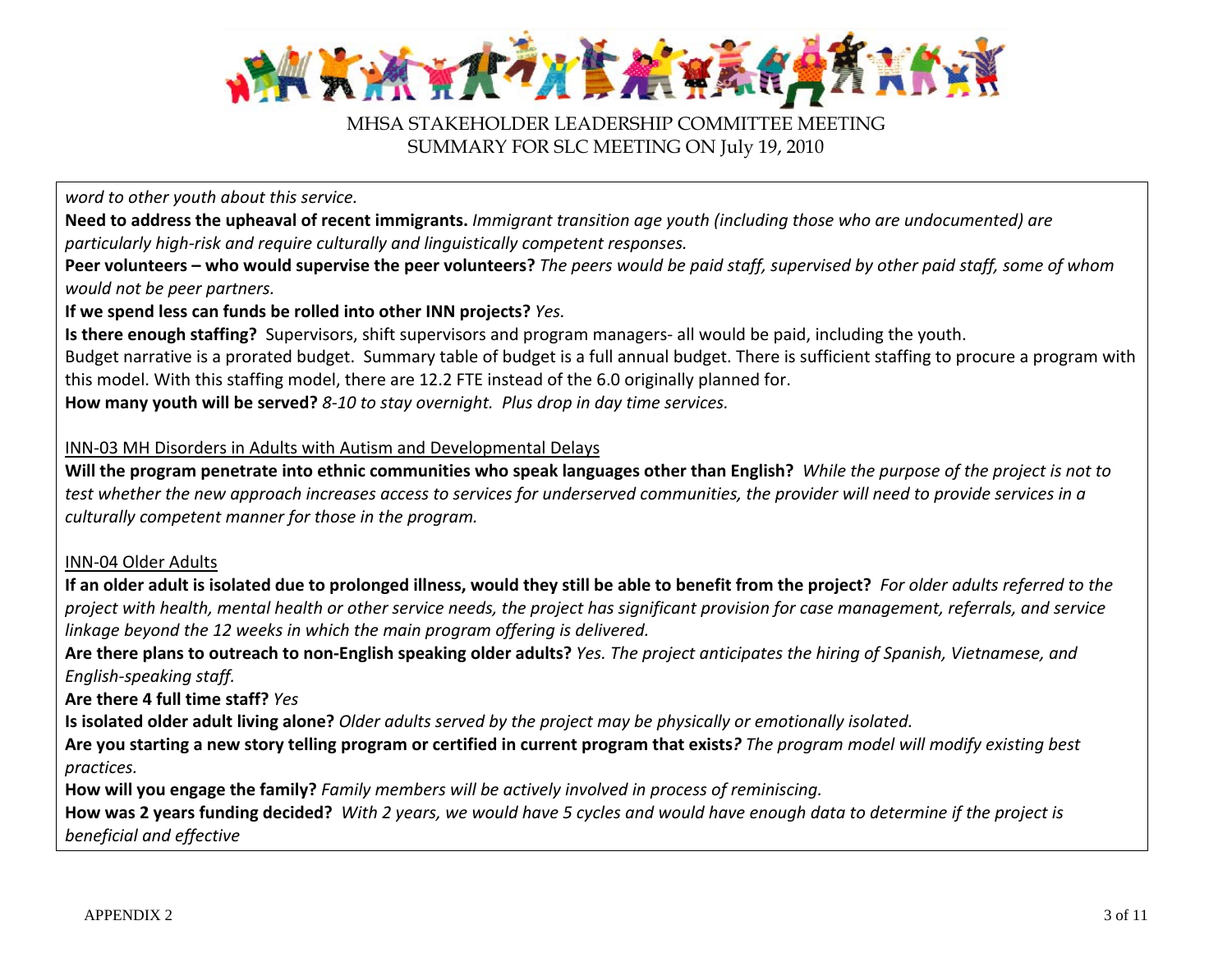*word to other youth about this service.*

**Need to address the upheaval of recent immigrants.** *Immigrant transition age youth (including those who are undocumented) are particularly high-risk and require culturally and linguistically competent responses.*

**Peer volunteers – who would supervise the peer volunteers?** *The peers would be paid staff, supervised by other paid staff, some of whom would not be peer partners.*

**If we spend less can funds be rolled into other INN projects?** *Yes.*

**Is there enough staffing?** Supervisors, shift supervisors and program managers- all would be paid, including the youth.

Budget narrative is a prorated budget. Summary table of budget is a full annual budget. There is sufficient staffing to procure a program with this model. With this staffing model, there are 12.2 FTE instead of the 6.0 originally planned for.

**How many youth will be served?** *8-10 to stay overnight. Plus drop in day time services.*

<u>INN-03 MH Disorders in Adults with Autism and Developmental Delays</u>

**Will the program penetrate into ethnic communities who speak languages other than English?** *While the purpose of the project is not to test whether the new approach increases access to services for underserved communities, the provider will need to provide services in a culturally competent manner for those in the program.*

<u>INN-04 Older Adults</u>

**If an older adult is isolated due to prolonged illness, would they still be able to benefit from the project?** *For older adults referred to the project with health, mental health or other service needs, the project has significant provision for case management, referrals, and service linkage beyond the 12 weeks in which the main program offering is delivered.*

**Are there plans to outreach to non-English speaking older adults?** *Yes. The project anticipates the hiring of Spanish, Vietnamese, and English-speaking staff.*

**Are there 4 full time staff?** *Yes*

**Is isolated older adult living alone?** *Older adults served by the project may be physically or emotionally isolated.*

**Are you starting a new story telling program or certified in current program that exists?** *The program model will modify existing best practices.*

**How will you engage the family?** *Family members will be actively involved in process of reminiscing.*

**How was 2 years funding decided?** *With 2 years, we would have 5 cycles and would have enough data to determine if the project is beneficial and effective*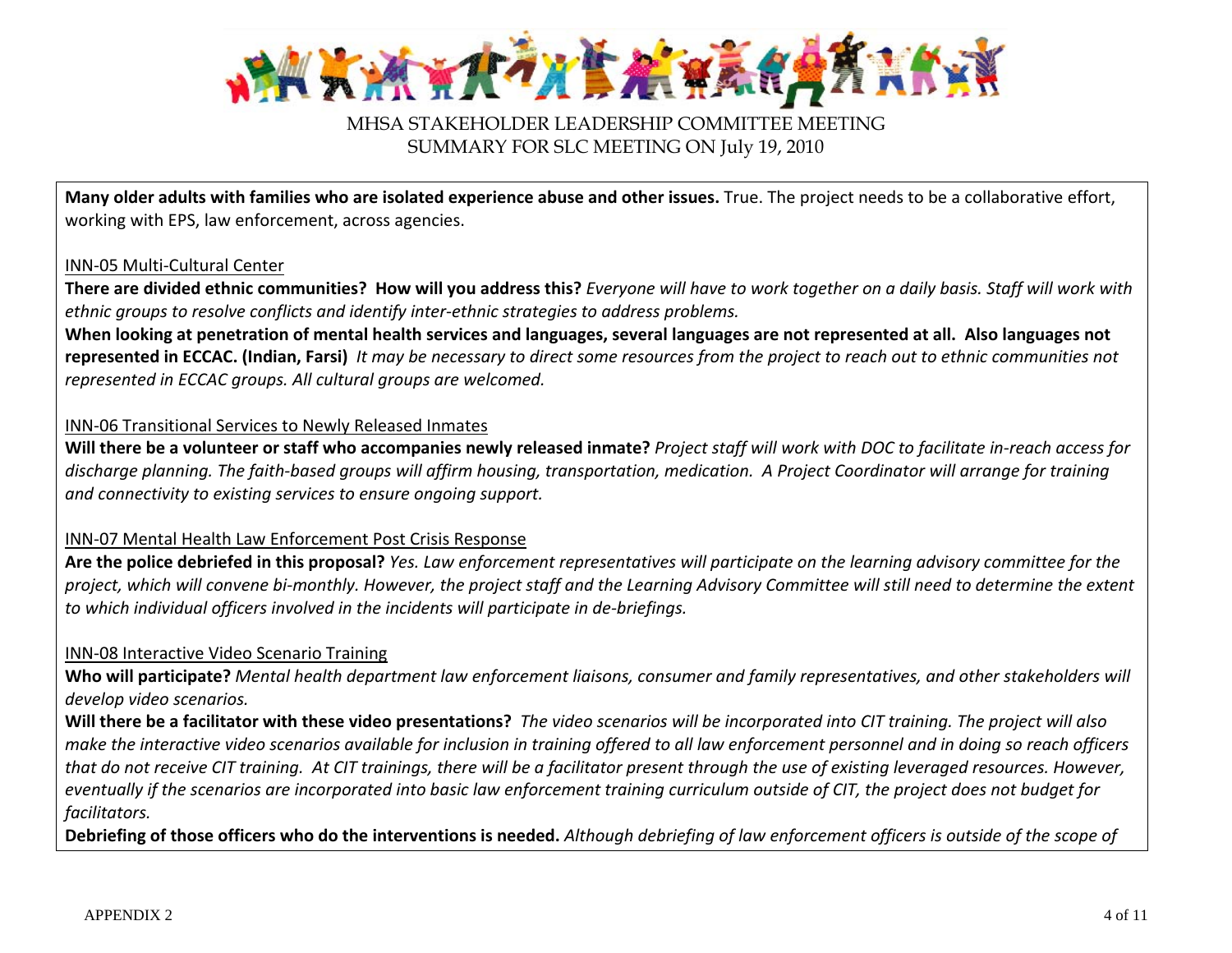**Many older adults with families who are isolated experience abuse and other issues.** True. The project needs to be a collaborative effort, working with EPS, law enforcement, across agencies.

INN-05 Multi-Cultural Center

**There are divided ethnic communities? How will you address this?** *Everyone will have to work together on a daily basis. Staff will work with ethnic groups to resolve conflicts and identify inter-ethnic strategies to address problems.*

**When looking at penetration of mental health services and languages, several languages are not represented at all. Also languages not represented in ECCAC. (Indian, Farsi)** *It may be necessary to direct some resources from the project to reach out to ethnic communities not represented in ECCAC groups. All cultural groups are welcomed.*

INN-06 Transitional Services to Newly Released Inmates

**Will there be a volunteer or staff who accompanies newly released inmate?** *Project staff will work with DOC to facilitate in-reach access for discharge planning. The faith-based groups will affirm housing, transportation, medication. A Project Coordinator will arrange for training and connectivity to existing services to ensure ongoing support.*

INN-07 Mental Health Law Enforcement Post Crisis Response

**Are the police debriefed in this proposal?** *Yes. Law enforcement representatives will participate on the learning advisory committee for the project, which will convene bi-monthly. However, the project staff and the Learning Advisory Committee will still need to determine the extent to which individual officers involved in the incidents will participate in de-briefings.*

INN-08 Interactive Video Scenario Training

**Who will participate?** *Mental health department law enforcement liaisons, consumer and family representatives, and other stakeholders will develop video scenarios.*

**Will there be a facilitator with these video presentations?** *The video scenarios will be incorporated into CIT training. The project will also make the interactive video scenarios available for inclusion in training offered to all law enforcement personnel and in doing so reach officers that do not receive CIT training. At CIT trainings, there will be a facilitator present through the use of existing leveraged resources. However, eventually if the scenarios are incorporated into basic law enforcement training curriculum outside of CIT, the project does not budget for facilitators.*

**Debriefing of those officers who do the interventions is needed.** *Although debriefing of law enforcement officers is outside of the scope of*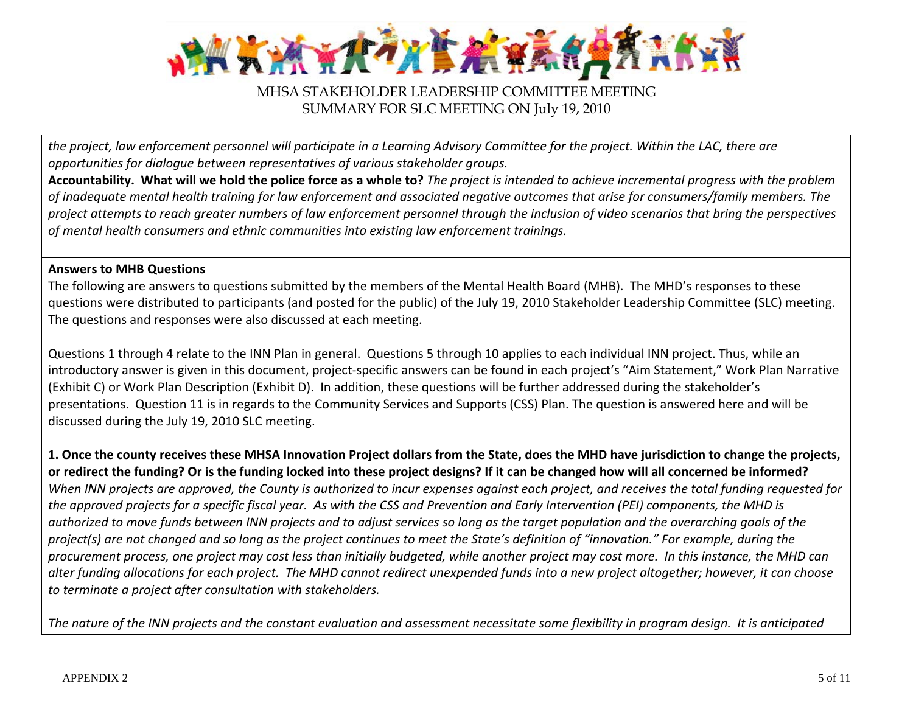*the project, law enforcement personnel will participate in a Learning Advisory Committee for the project. Within the LAC, there are opportunities for dialogue between representatives of various stakeholder groups.*

**Accountability. What will we hold the police force as a whole to?** *The project is intended to achieve incremental progress with the problem of inadequate mental health training for law enforcement and associated negative outcomes that arise for consumers/family members. The project attempts to reach greater numbers of law enforcement personnel through the inclusion of video scenarios that bring the perspectives of mental health consumers and ethnic communities into existing law enforcement trainings.*

**Answers to MHB Questions**

The following are answers to questions submitted by the members of the Mental Health Board (MHB). The MHD's responses to these questions were distributed to participants (and posted for the public) of the July 19, 2010 Stakeholder Leadership Committee (SLC) meeting. The questions and responses were also discussed at each meeting.

Questions 1 through 4 relate to the INN Plan in general. Questions 5 through 10 applies to each individual INN project. Thus, while an introductory answer is given in this document, project-specific answers can be found in each project's "Aim Statement," Work Plan Narrative (Exhibit C) or Work Plan Description (Exhibit D). In addition, these questions will be further addressed during the stakeholder's presentations. Question 11 is in regards to the Community Services and Supports (CSS) Plan. The question is answered here and will be discussed during the July 19, 2010 SLC meeting.

**1. Once the county receives these MHSA Innovation Project dollars from the State, does the MHD have jurisdiction to change the projects, or redirect the funding? Or is the funding locked into these project designs? If it can be changed how will all concerned be informed?**
*When INN projects are approved, the County is authorized to incur expenses against each project, and receives the total funding requested for the approved projects for a specific fiscal year. As with the CSS and Prevention and Early Intervention (PEI) components, the MHD is authorized to move funds between INN projects and to adjust services so long as the target population and the overarching goals of the project(s) are not changed and so long as the project continues to meet the State's definition of "innovation." For example, during the procurement process, one project may cost less than initially budgeted, while another project may cost more. In this instance, the MHD can alter funding allocations for each project. The MHD cannot redirect unexpended funds into a new project altogether; however, it can choose to terminate a project after consultation with stakeholders.*

*The nature of the INN projects and the constant evaluation and assessment necessitate some flexibility in program design. It is anticipated*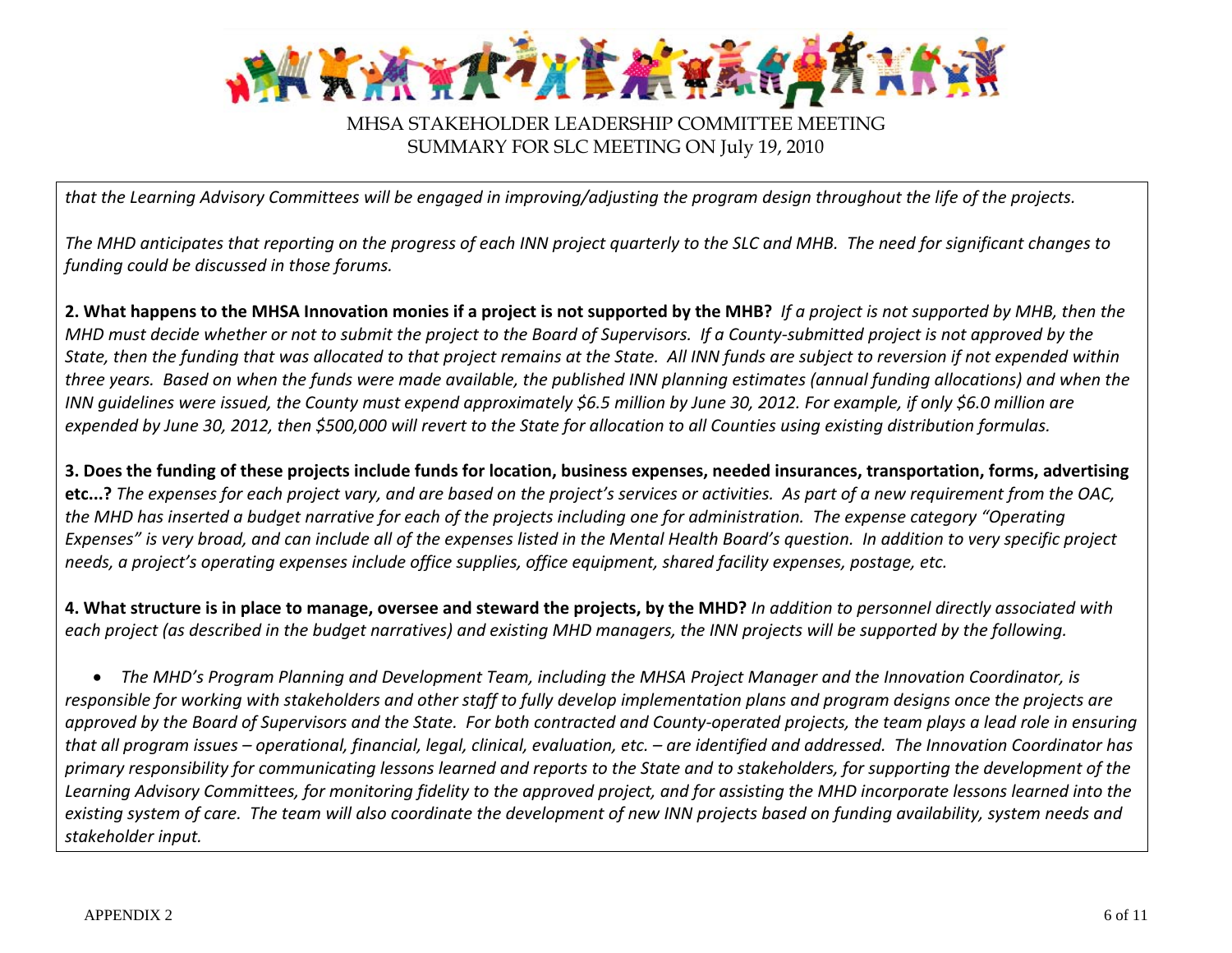*that the Learning Advisory Committees will be engaged in improving/adjusting the program design throughout the life of the projects.*

*The MHD anticipates that reporting on the progress of each INN project quarterly to the SLC and MHB. The need for significant changes to funding could be discussed in those forums.*

**2. What happens to the MHSA Innovation monies if a project is not supported by the MHB?** *If a project is not supported by MHB, then the MHD must decide whether or not to submit the project to the Board of Supervisors. If a County-submitted project is not approved by the State, then the funding that was allocated to that project remains at the State. All INN funds are subject to reversion if not expended within three years. Based on when the funds were made available, the published INN planning estimates (annual funding allocations) and when the INN guidelines were issued, the County must expend approximately $6.5 million by June 30, 2012. For example, if only $6.0 million are expended by June 30, 2012, then $500,000 will revert to the State for allocation to all Counties using existing distribution formulas.*

**3. Does the funding of these projects include funds for location, business expenses, needed insurances, transportation, forms, advertising etc...?** *The expenses for each project vary, and are based on the project's services or activities. As part of a new requirement from the OAC, the MHD has inserted a budget narrative for each of the projects including one for administration. The expense category "Operating Expenses" is very broad, and can include all of the expenses listed in the Mental Health Board's question. In addition to very specific project needs, a project's operating expenses include office supplies, office equipment, shared facility expenses, postage, etc.*

**4. What structure is in place to manage, oversee and steward the projects, by the MHD?** *In addition to personnel directly associated with each project (as described in the budget narratives) and existing MHD managers, the INN projects will be supported by the following.*

- *The MHD's Program Planning and Development Team, including the MHSA Project Manager and the Innovation Coordinator, is responsible for working with stakeholders and other staff to fully develop implementation plans and program designs once the projects are approved by the Board of Supervisors and the State. For both contracted and County-operated projects, the team plays a lead role in ensuring that all program issues – operational, financial, legal, clinical, evaluation, etc. – are identified and addressed. The Innovation Coordinator has primary responsibility for communicating lessons learned and reports to the State and to stakeholders, for supporting the development of the Learning Advisory Committees, for monitoring fidelity to the approved project, and for assisting the MHD incorporate lessons learned into the existing system of care. The team will also coordinate the development of new INN projects based on funding availability, system needs and stakeholder input.*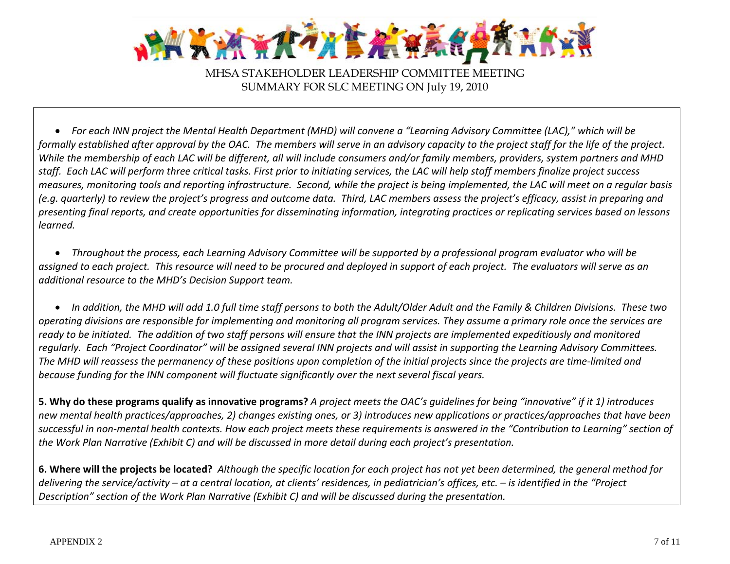- *For each INN project the Mental Health Department (MHD) will convene a "Learning Advisory Committee (LAC)," which will be formally established after approval by the OAC. The members will serve in an advisory capacity to the project staff for the life of the project. While the membership of each LAC will be different, all will include consumers and/or family members, providers, system partners and MHD staff. Each LAC will perform three critical tasks. First prior to initiating services, the LAC will help staff members finalize project success measures, monitoring tools and reporting infrastructure. Second, while the project is being implemented, the LAC will meet on a regular basis (e.g. quarterly) to review the project's progress and outcome data. Third, LAC members assess the project's efficacy, assist in preparing and presenting final reports, and create opportunities for disseminating information, integrating practices or replicating services based on lessons learned.*

- *Throughout the process, each Learning Advisory Committee will be supported by a professional program evaluator who will be assigned to each project. This resource will need to be procured and deployed in support of each project. The evaluators will serve as an additional resource to the MHD's Decision Support team.*

- *In addition, the MHD will add 1.0 full time staff persons to both the Adult/Older Adult and the Family & Children Divisions. These two operating divisions are responsible for implementing and monitoring all program services. They assume a primary role once the services are ready to be initiated. The addition of two staff persons will ensure that the INN projects are implemented expeditiously and monitored regularly. Each "Project Coordinator" will be assigned several INN projects and will assist in supporting the Learning Advisory Committees. The MHD will reassess the permanency of these positions upon completion of the initial projects since the projects are time-limited and because funding for the INN component will fluctuate significantly over the next several fiscal years.*

**5. Why do these programs qualify as innovative programs?** *A project meets the OAC's guidelines for being "innovative" if it 1) introduces new mental health practices/approaches, 2) changes existing ones, or 3) introduces new applications or practices/approaches that have been successful in non-mental health contexts. How each project meets these requirements is answered in the "Contribution to Learning" section of the Work Plan Narrative (Exhibit C) and will be discussed in more detail during each project's presentation.*

**6. Where will the projects be located?** *Although the specific location for each project has not yet been determined, the general method for delivering the service/activity – at a central location, at clients' residences, in pediatrician's offices, etc. – is identified in the "Project Description" section of the Work Plan Narrative (Exhibit C) and will be discussed during the presentation.*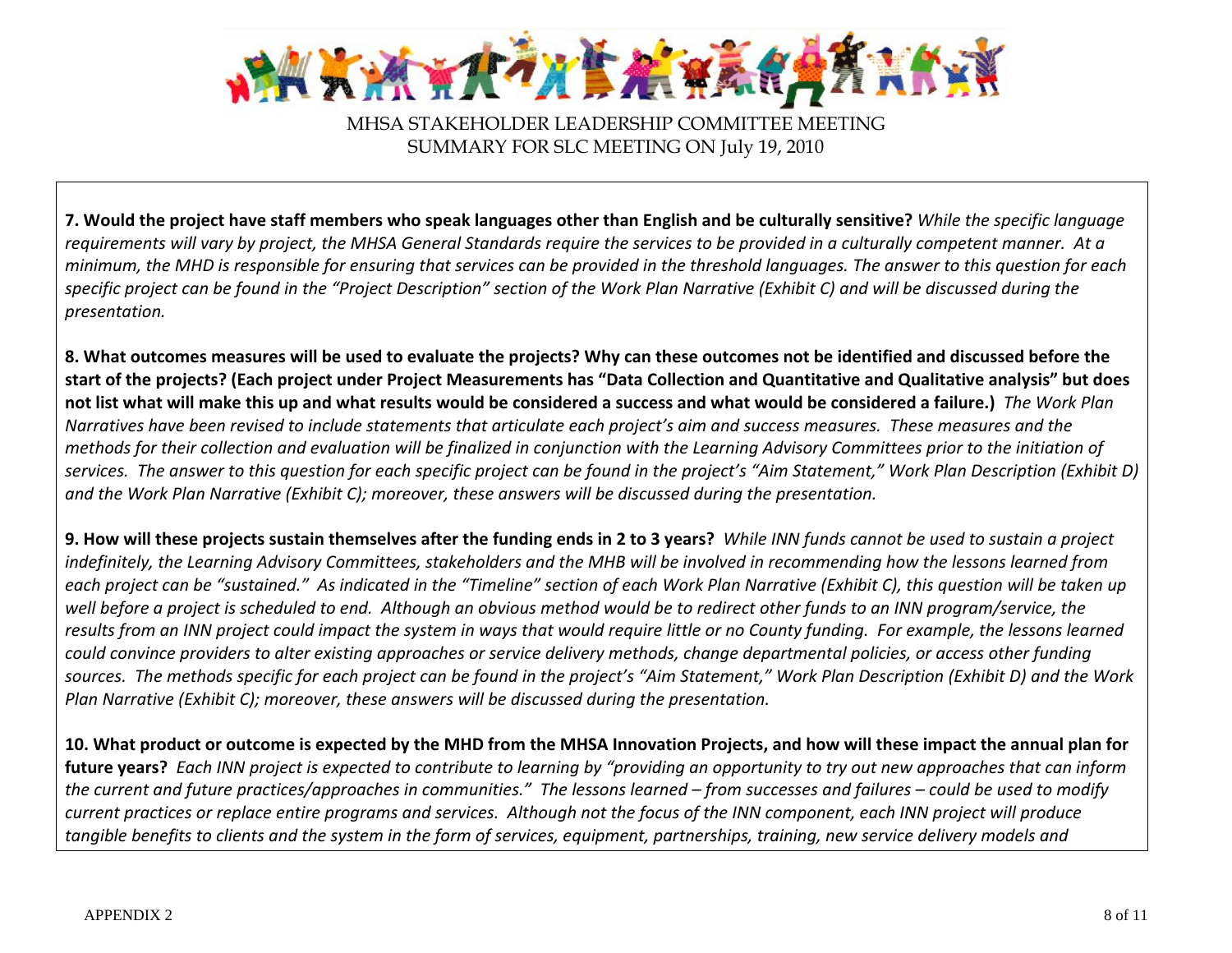**7. Would the project have staff members who speak languages other than English and be culturally sensitive?** *While the specific language requirements will vary by project, the MHSA General Standards require the services to be provided in a culturally competent manner. At a minimum, the MHD is responsible for ensuring that services can be provided in the threshold languages. The answer to this question for each specific project can be found in the "Project Description" section of the Work Plan Narrative (Exhibit C) and will be discussed during the presentation.*

**8. What outcomes measures will be used to evaluate the projects? Why can these outcomes not be identified and discussed before the start of the projects? (Each project under Project Measurements has "Data Collection and Quantitative and Qualitative analysis" but does not list what will make this up and what results would be considered a success and what would be considered a failure.)** *The Work Plan Narratives have been revised to include statements that articulate each project's aim and success measures. These measures and the methods for their collection and evaluation will be finalized in conjunction with the Learning Advisory Committees prior to the initiation of services. The answer to this question for each specific project can be found in the project's "Aim Statement," Work Plan Description (Exhibit D) and the Work Plan Narrative (Exhibit C); moreover, these answers will be discussed during the presentation.*

**9. How will these projects sustain themselves after the funding ends in 2 to 3 years?** *While INN funds cannot be used to sustain a project indefinitely, the Learning Advisory Committees, stakeholders and the MHB will be involved in recommending how the lessons learned from each project can be "sustained." As indicated in the "Timeline" section of each Work Plan Narrative (Exhibit C), this question will be taken up well before a project is scheduled to end. Although an obvious method would be to redirect other funds to an INN program/service, the results from an INN project could impact the system in ways that would require little or no County funding. For example, the lessons learned could convince providers to alter existing approaches or service delivery methods, change departmental policies, or access other funding sources. The methods specific for each project can be found in the project's "Aim Statement," Work Plan Description (Exhibit D) and the Work Plan Narrative (Exhibit C); moreover, these answers will be discussed during the presentation.*

**10. What product or outcome is expected by the MHD from the MHSA Innovation Projects, and how will these impact the annual plan for future years?** *Each INN project is expected to contribute to learning by "providing an opportunity to try out new approaches that can inform the current and future practices/approaches in communities." The lessons learned – from successes and failures – could be used to modify current practices or replace entire programs and services. Although not the focus of the INN component, each INN project will produce tangible benefits to clients and the system in the form of services, equipment, partnerships, training, new service delivery models and*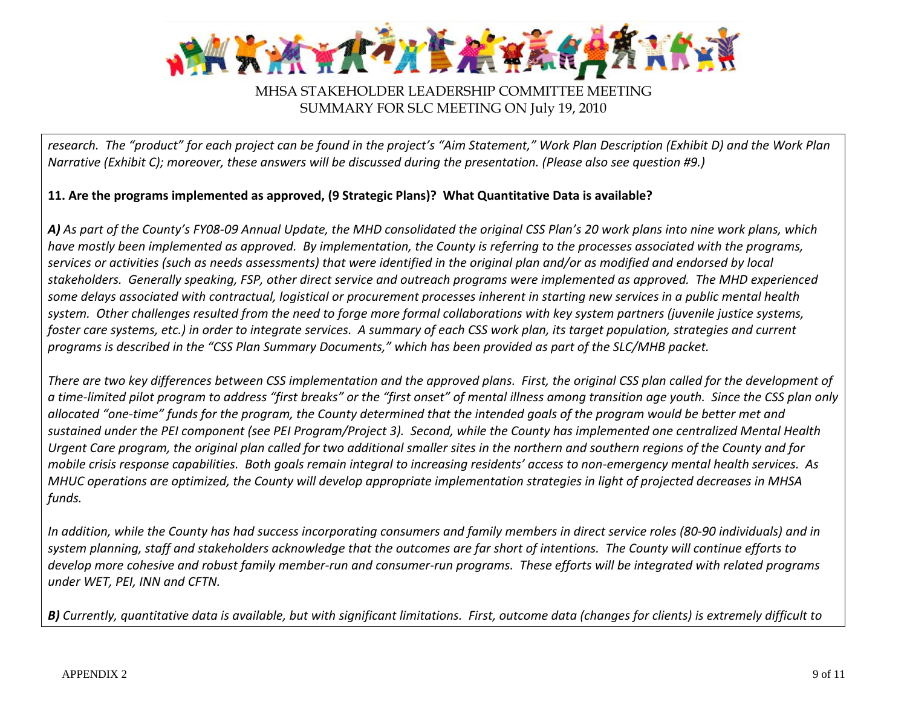*research. The "product" for each project can be found in the project's "Aim Statement," Work Plan Description (Exhibit D) and the Work Plan Narrative (Exhibit C); moreover, these answers will be discussed during the presentation. (Please also see question #9.)*

**11. Are the programs implemented as approved, (9 Strategic Plans)? What Quantitative Data is available?**

***A)*** *As part of the County's FY08-09 Annual Update, the MHD consolidated the original CSS Plan's 20 work plans into nine work plans, which have mostly been implemented as approved. By implementation, the County is referring to the processes associated with the programs, services or activities (such as needs assessments) that were identified in the original plan and/or as modified and endorsed by local stakeholders. Generally speaking, FSP, other direct service and outreach programs were implemented as approved. The MHD experienced some delays associated with contractual, logistical or procurement processes inherent in starting new services in a public mental health system. Other challenges resulted from the need to forge more formal collaborations with key system partners (juvenile justice systems, foster care systems, etc.) in order to integrate services. A summary of each CSS work plan, its target population, strategies and current programs is described in the "CSS Plan Summary Documents," which has been provided as part of the SLC/MHB packet.*

*There are two key differences between CSS implementation and the approved plans. First, the original CSS plan called for the development of a time-limited pilot program to address "first breaks" or the "first onset" of mental illness among transition age youth. Since the CSS plan only allocated "one-time" funds for the program, the County determined that the intended goals of the program would be better met and sustained under the PEI component (see PEI Program/Project 3). Second, while the County has implemented one centralized Mental Health Urgent Care program, the original plan called for two additional smaller sites in the northern and southern regions of the County and for mobile crisis response capabilities. Both goals remain integral to increasing residents' access to non-emergency mental health services. As MHUC operations are optimized, the County will develop appropriate implementation strategies in light of projected decreases in MHSA funds.*

*In addition, while the County has had success incorporating consumers and family members in direct service roles (80-90 individuals) and in system planning, staff and stakeholders acknowledge that the outcomes are far short of intentions. The County will continue efforts to develop more cohesive and robust family member-run and consumer-run programs. These efforts will be integrated with related programs under WET, PEI, INN and CFTN.*

***B)*** *Currently, quantitative data is available, but with significant limitations. First, outcome data (changes for clients) is extremely difficult to*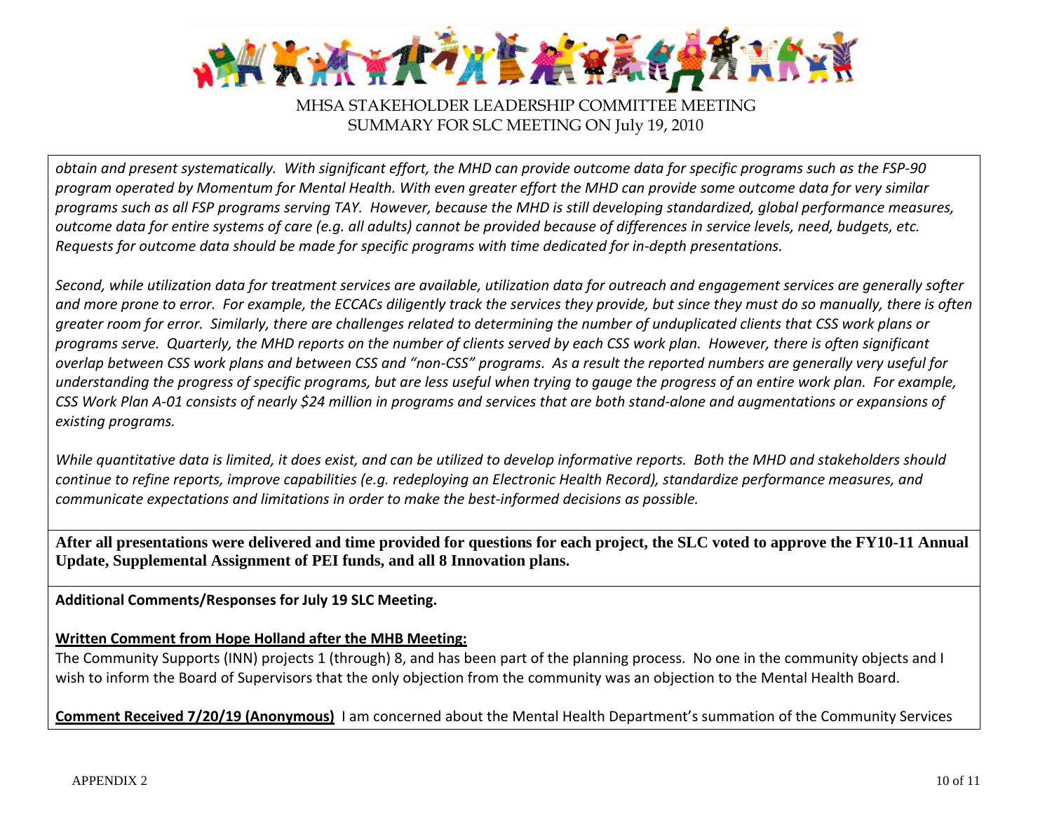*obtain and present systematically. With significant effort, the MHD can provide outcome data for specific programs such as the FSP-90 program operated by Momentum for Mental Health. With even greater effort the MHD can provide some outcome data for very similar programs such as all FSP programs serving TAY. However, because the MHD is still developing standardized, global performance measures, outcome data for entire systems of care (e.g. all adults) cannot be provided because of differences in service levels, need, budgets, etc. Requests for outcome data should be made for specific programs with time dedicated for in-depth presentations.*

*Second, while utilization data for treatment services are available, utilization data for outreach and engagement services are generally softer and more prone to error. For example, the ECCACs diligently track the services they provide, but since they must do so manually, there is often greater room for error. Similarly, there are challenges related to determining the number of unduplicated clients that CSS work plans or programs serve. Quarterly, the MHD reports on the number of clients served by each CSS work plan. However, there is often significant overlap between CSS work plans and between CSS and "non-CSS" programs. As a result the reported numbers are generally very useful for understanding the progress of specific programs, but are less useful when trying to gauge the progress of an entire work plan. For example, CSS Work Plan A-01 consists of nearly $24 million in programs and services that are both stand-alone and augmentations or expansions of existing programs.*

*While quantitative data is limited, it does exist, and can be utilized to develop informative reports. Both the MHD and stakeholders should continue to refine reports, improve capabilities (e.g. redeploying an Electronic Health Record), standardize performance measures, and communicate expectations and limitations in order to make the best-informed decisions as possible.*

**After all presentations were delivered and time provided for questions for each project, the SLC voted to approve the FY10-11 Annual Update, Supplemental Assignment of PEI funds, and all 8 Innovation plans.**

**Additional Comments/Responses for July 19 SLC Meeting.**

**Written Comment from Hope Holland after the MHB Meeting:**
The Community Supports (INN) projects 1 (through) 8, and has been part of the planning process. No one in the community objects and I wish to inform the Board of Supervisors that the only objection from the community was an objection to the Mental Health Board.

**Comment Received 7/20/19 (Anonymous)** I am concerned about the Mental Health Department's summation of the Community Services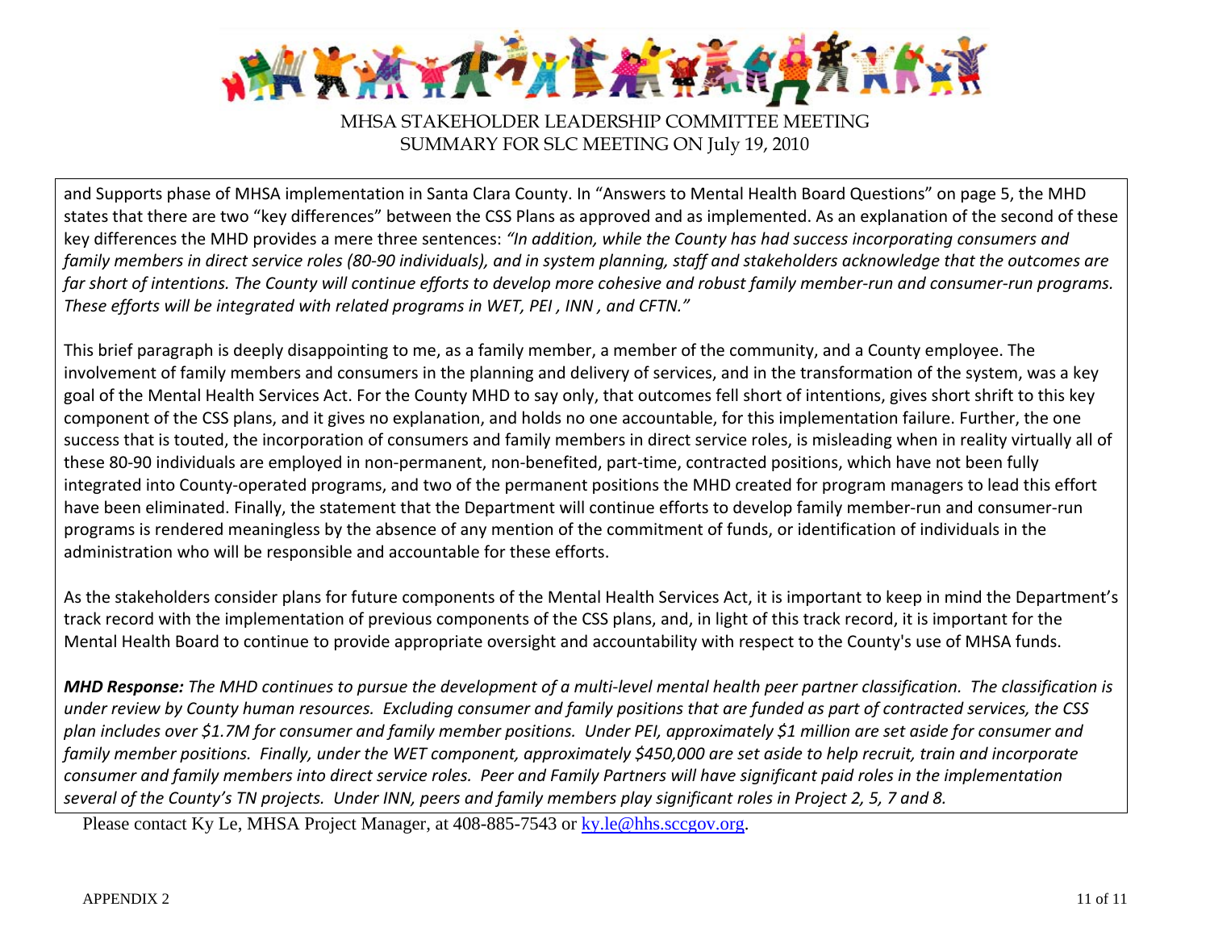and Supports phase of MHSA implementation in Santa Clara County. In "Answers to Mental Health Board Questions" on page 5, the MHD states that there are two "key differences" between the CSS Plans as approved and as implemented. As an explanation of the second of these key differences the MHD provides a mere three sentences: *"In addition, while the County has had success incorporating consumers and family members in direct service roles (80-90 individuals), and in system planning, staff and stakeholders acknowledge that the outcomes are far short of intentions. The County will continue efforts to develop more cohesive and robust family member-run and consumer-run programs. These efforts will be integrated with related programs in WET, PEI , INN , and CFTN."*

This brief paragraph is deeply disappointing to me, as a family member, a member of the community, and a County employee. The involvement of family members and consumers in the planning and delivery of services, and in the transformation of the system, was a key goal of the Mental Health Services Act. For the County MHD to say only, that outcomes fell short of intentions, gives short shrift to this key component of the CSS plans, and it gives no explanation, and holds no one accountable, for this implementation failure. Further, the one success that is touted, the incorporation of consumers and family members in direct service roles, is misleading when in reality virtually all of these 80-90 individuals are employed in non-permanent, non-benefited, part-time, contracted positions, which have not been fully integrated into County-operated programs, and two of the permanent positions the MHD created for program managers to lead this effort have been eliminated. Finally, the statement that the Department will continue efforts to develop family member-run and consumer-run programs is rendered meaningless by the absence of any mention of the commitment of funds, or identification of individuals in the administration who will be responsible and accountable for these efforts.

As the stakeholders consider plans for future components of the Mental Health Services Act, it is important to keep in mind the Department's track record with the implementation of previous components of the CSS plans, and, in light of this track record, it is important for the Mental Health Board to continue to provide appropriate oversight and accountability with respect to the County's use of MHSA funds.

***MHD Response:*** *The MHD continues to pursue the development of a multi-level mental health peer partner classification. The classification is under review by County human resources. Excluding consumer and family positions that are funded as part of contracted services, the CSS plan includes over $1.7M for consumer and family member positions. Under PEI, approximately $1 million are set aside for consumer and family member positions. Finally, under the WET component, approximately $450,000 are set aside to help recruit, train and incorporate consumer and family members into direct service roles. Peer and Family Partners will have significant paid roles in the implementation several of the County's TN projects. Under INN, peers and family members play significant roles in Project 2, 5, 7 and 8.*

Please contact Ky Le, MHSA Project Manager, at 408-885-7543 or [ky.le@hhs.sccgov.org](mailto:ky.le@hhs.sccgov.org).